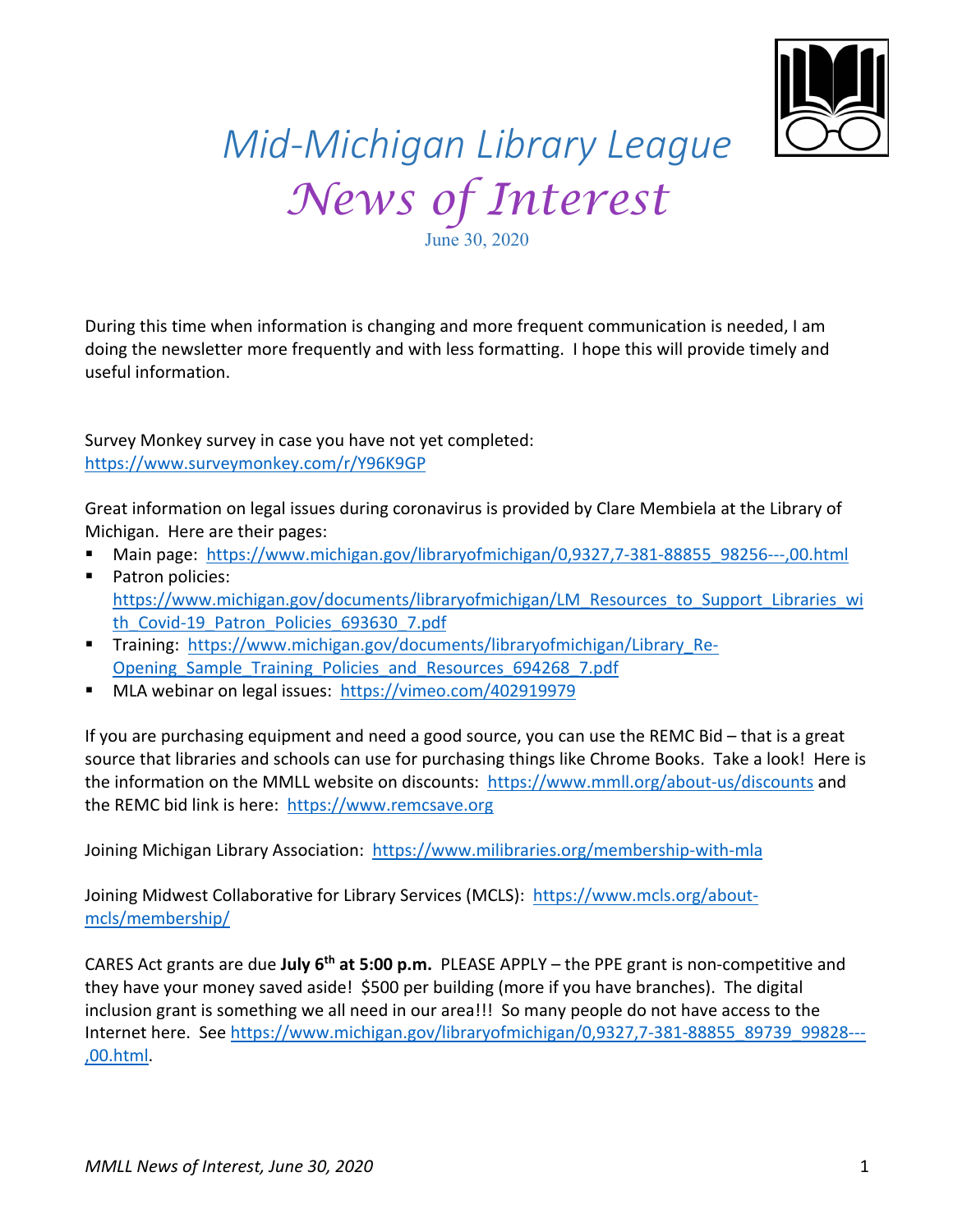# Mid-Michigan Library League

## *News of Interest*

June 30, 2020

During this time when information is changing and more frequent communication is needed, I am doing the newsletter more frequently and with less formatting. I hope this will provide timely and useful information.

Survey Monkey survey in case you have not yet completed:
https://www.surveymonkey.com/r/Y96K9GP

Great information on legal issues during coronavirus is provided by Clare Membiela at the Library of Michigan. Here are their pages:

- Main page: https://www.michigan.gov/libraryofmichigan/0,9327,7-381-88855_98256---,00.html
- Patron policies: https://www.michigan.gov/documents/libraryofmichigan/LM_Resources_to_Support_Libraries_with_Covid-19_Patron_Policies_693630_7.pdf
- Training: https://www.michigan.gov/documents/libraryofmichigan/Library_Re-Opening_Sample_Training_Policies_and_Resources_694268_7.pdf
- MLA webinar on legal issues: https://vimeo.com/402919979

If you are purchasing equipment and need a good source, you can use the REMC Bid – that is a great source that libraries and schools can use for purchasing things like Chrome Books. Take a look! Here is the information on the MMLL website on discounts: https://www.mmll.org/about-us/discounts and the REMC bid link is here: https://www.remcsave.org

Joining Michigan Library Association: https://www.milibraries.org/membership-with-mla

Joining Midwest Collaborative for Library Services (MCLS): https://www.mcls.org/about-mcls/membership/

CARES Act grants are due **July 6th at 5:00 p.m.** PLEASE APPLY – the PPE grant is non-competitive and they have your money saved aside! $500 per building (more if you have branches). The digital inclusion grant is something we all need in our area!!! So many people do not have access to the Internet here. See https://www.michigan.gov/libraryofmichigan/0,9327,7-381-88855_89739_99828---,00.html.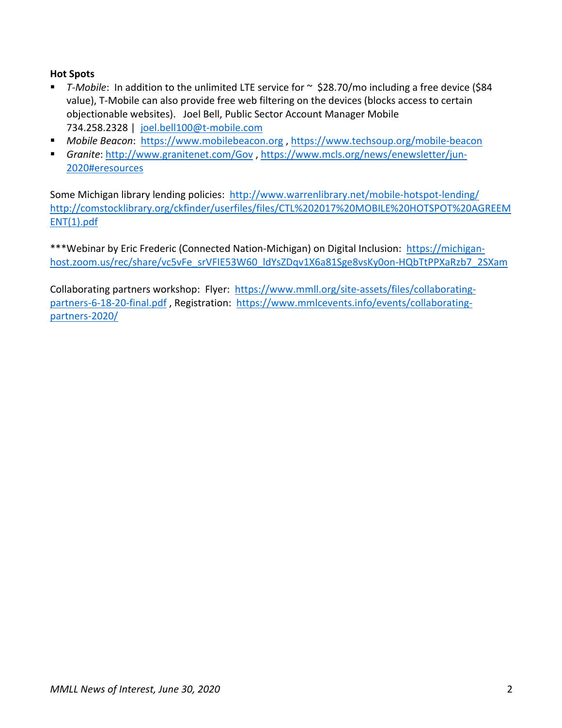**Hot Spots**

- *T-Mobile*: In addition to the unlimited LTE service for ~ $28.70/mo including a free device ($84 value), T-Mobile can also provide free web filtering on the devices (blocks access to certain objectionable websites). Joel Bell, Public Sector Account Manager Mobile 734.258.2328 | joel.bell100@t-mobile.com
- *Mobile Beacon*: https://www.mobilebeacon.org , https://www.techsoup.org/mobile-beacon
- *Granite*: http://www.granitenet.com/Gov , https://www.mcls.org/news/enewsletter/jun-2020#eresources

Some Michigan library lending policies: http://www.warrenlibrary.net/mobile-hotspot-lending/ http://comstocklibrary.org/ckfinder/userfiles/files/CTL%202017%20MOBILE%20HOTSPOT%20AGREEMENT(1).pdf

***Webinar by Eric Frederic (Connected Nation-Michigan) on Digital Inclusion: https://michigan-host.zoom.us/rec/share/vc5vFe_srVFIE53W60_ldYsZDqv1X6a81Sge8vsKy0on-HQbTtPPXaRzb7_2SXam

Collaborating partners workshop: Flyer: https://www.mmll.org/site-assets/files/collaborating-partners-6-18-20-final.pdf , Registration: https://www.mmlcevents.info/events/collaborating-partners-2020/